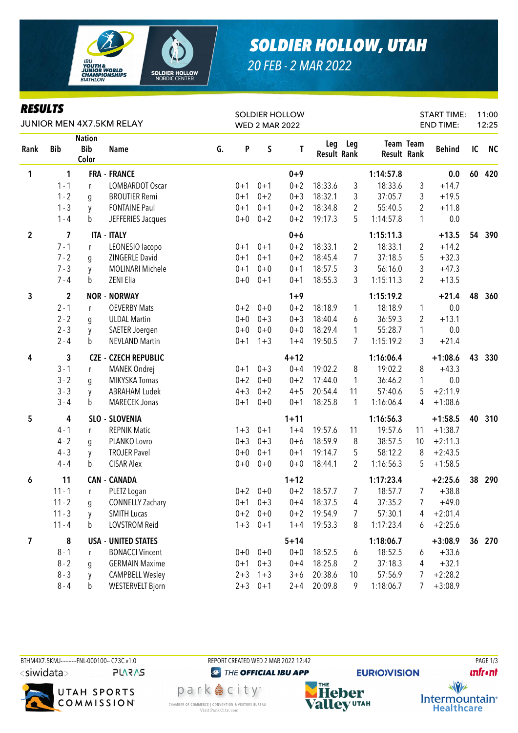# SOLDIER HOLLOW, UTAH

*20 FEB - 2 MAR 2022*

## RESULTS

JUNIOR MEN 4X7.5KM RELAY

SOLDIER HOLLOW
WED 2 MAR 2022

START TIME: 11:00
END TIME: 12:25

| Rank | Bib | Nation Bib Color | Name | G. | P | S | T | Leg Result | Leg Rank | Team Result | Team Rank | Behind | IC | NC |
|---|---|---|---|---|---|---|---|---|---|---|---|---|---|---|
| 1 | 1 | FRA - FRANCE | | | | | 0+9 | | | 1:14:57.8 | | 0.0 | 60 | 420 |
| | 1 - 1 | r | LOMBARDOT Oscar | | 0+1 | 0+1 | 0+2 | 18:33.6 | 3 | 18:33.6 | 3 | +14.7 | | |
| | 1 - 2 | g | BROUTIER Remi | | 0+1 | 0+2 | 0+3 | 18:32.1 | 3 | 37:05.7 | 3 | +19.5 | | |
| | 1 - 3 | y | FONTAINE Paul | | 0+1 | 0+1 | 0+2 | 18:34.8 | 2 | 55:40.5 | 2 | +11.8 | | |
| | 1 - 4 | b | JEFFERIES Jacques | | 0+0 | 0+2 | 0+2 | 19:17.3 | 5 | 1:14:57.8 | 1 | 0.0 | | |
| 2 | 7 | ITA - ITALY | | | | | 0+6 | | | 1:15:11.3 | | +13.5 | 54 | 390 |
| | 7 - 1 | r | LEONESIO Iacopo | | 0+1 | 0+1 | 0+2 | 18:33.1 | 2 | 18:33.1 | 2 | +14.2 | | |
| | 7 - 2 | g | ZINGERLE David | | 0+1 | 0+1 | 0+2 | 18:45.4 | 7 | 37:18.5 | 5 | +32.3 | | |
| | 7 - 3 | y | MOLINARI Michele | | 0+1 | 0+0 | 0+1 | 18:57.5 | 3 | 56:16.0 | 3 | +47.3 | | |
| | 7 - 4 | b | ZENI Elia | | 0+0 | 0+1 | 0+1 | 18:55.3 | 3 | 1:15:11.3 | 2 | +13.5 | | |
| 3 | 2 | NOR - NORWAY | | | | | 1+9 | | | 1:15:19.2 | | +21.4 | 48 | 360 |
| | 2 - 1 | r | OEVERBY Mats | | 0+2 | 0+0 | 0+2 | 18:18.9 | 1 | 18:18.9 | 1 | 0.0 | | |
| | 2 - 2 | g | ULDAL Martin | | 0+0 | 0+3 | 0+3 | 18:40.4 | 6 | 36:59.3 | 2 | +13.1 | | |
| | 2 - 3 | y | SAETER Joergen | | 0+0 | 0+0 | 0+0 | 18:29.4 | 1 | 55:28.7 | 1 | 0.0 | | |
| | 2 - 4 | b | NEVLAND Martin | | 0+1 | 1+3 | 1+4 | 19:50.5 | 7 | 1:15:19.2 | 3 | +21.4 | | |
| 4 | 3 | CZE - CZECH REPUBLIC | | | | | 4+12 | | | 1:16:06.4 | | +1:08.6 | 43 | 330 |
| | 3 - 1 | r | MANEK Ondrej | | 0+1 | 0+3 | 0+4 | 19:02.2 | 8 | 19:02.2 | 8 | +43.3 | | |
| | 3 - 2 | g | MIKYSKA Tomas | | 0+2 | 0+0 | 0+2 | 17:44.0 | 1 | 36:46.2 | 1 | 0.0 | | |
| | 3 - 3 | y | ABRAHAM Ludek | | 4+3 | 0+2 | 4+5 | 20:54.4 | 11 | 57:40.6 | 5 | +2:11.9 | | |
| | 3 - 4 | b | MARECEK Jonas | | 0+1 | 0+0 | 0+1 | 18:25.8 | 1 | 1:16:06.4 | 4 | +1:08.6 | | |
| 5 | 4 | SLO - SLOVENIA | | | | | 1+11 | | | 1:16:56.3 | | +1:58.5 | 40 | 310 |
| | 4 - 1 | r | REPNIK Matic | | 1+3 | 0+1 | 1+4 | 19:57.6 | 11 | 19:57.6 | 11 | +1:38.7 | | |
| | 4 - 2 | g | PLANKO Lovro | | 0+3 | 0+3 | 0+6 | 18:59.9 | 8 | 38:57.5 | 10 | +2:11.3 | | |
| | 4 - 3 | y | TROJER Pavel | | 0+0 | 0+1 | 0+1 | 19:14.7 | 5 | 58:12.2 | 8 | +2:43.5 | | |
| | 4 - 4 | b | CISAR Alex | | 0+0 | 0+0 | 0+0 | 18:44.1 | 2 | 1:16:56.3 | 5 | +1:58.5 | | |
| 6 | 11 | CAN - CANADA | | | | | 1+12 | | | 1:17:23.4 | | +2:25.6 | 38 | 290 |
| | 11 - 1 | r | PLETZ Logan | | 0+2 | 0+0 | 0+2 | 18:57.7 | 7 | 18:57.7 | 7 | +38.8 | | |
| | 11 - 2 | g | CONNELLY Zachary | | 0+1 | 0+3 | 0+4 | 18:37.5 | 4 | 37:35.2 | 7 | +49.0 | | |
| | 11 - 3 | y | SMITH Lucas | | 0+2 | 0+0 | 0+2 | 19:54.9 | 7 | 57:30.1 | 4 | +2:01.4 | | |
| | 11 - 4 | b | LOVSTROM Reid | | 1+3 | 0+1 | 1+4 | 19:53.3 | 8 | 1:17:23.4 | 6 | +2:25.6 | | |
| 7 | 8 | USA - UNITED STATES | | | | | 5+14 | | | 1:18:06.7 | | +3:08.9 | 36 | 270 |
| | 8 - 1 | r | BONACCI Vincent | | 0+0 | 0+0 | 0+0 | 18:52.5 | 6 | 18:52.5 | 6 | +33.6 | | |
| | 8 - 2 | g | GERMAIN Maxime | | 0+1 | 0+3 | 0+4 | 18:25.8 | 2 | 37:18.3 | 4 | +32.1 | | |
| | 8 - 3 | y | CAMPBELL Wesley | | 2+3 | 1+3 | 3+6 | 20:38.6 | 10 | 57:56.9 | 7 | +2:28.2 | | |
| | 8 - 4 | b | WESTERVELT Bjorn | | 2+3 | 0+1 | 2+4 | 20:09.8 | 9 | 1:18:06.7 | 7 | +3:08.9 | | |

BTHM4X7.5KMJ----------FNL-000100-- C73C v1.0
REPORT CREATED WED 2 MAR 2022 12:42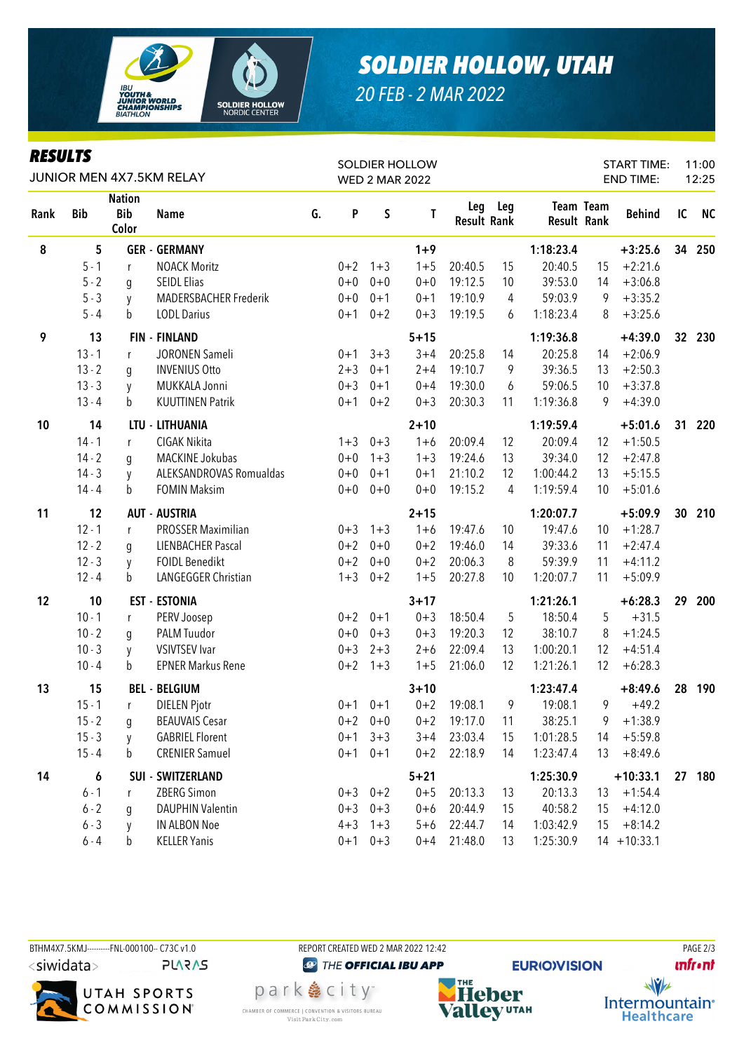# SOLDIER HOLLOW, UTAH

*20 FEB - 2 MAR 2022*

## RESULTS

JUNIOR MEN 4X7.5KM RELAY

SOLDIER HOLLOW
WED 2 MAR 2022

START TIME: 11:00
END TIME: 12:25

| Rank | Bib | Nation Bib Color | Name | G. | P | S | T | Leg Result | Leg Rank | Team Result | Team Rank | Behind | IC | NC |
|---|---|---|---|---|---|---|---|---|---|---|---|---|---|---|
| 8 | 5 | GER | GERMANY | | | | 1+9 | | | 1:18:23.4 | | +3:25.6 | 34 | 250 |
| | 5 - 1 | r | NOACK Moritz | | 0+2 | 1+3 | 1+5 | 20:40.5 | 15 | 20:40.5 | 15 | +2:21.6 | | |
| | 5 - 2 | g | SEIDL Elias | | 0+0 | 0+0 | 0+0 | 19:12.5 | 10 | 39:53.0 | 14 | +3:06.8 | | |
| | 5 - 3 | y | MADERSBACHER Frederik | | 0+0 | 0+1 | 0+1 | 19:10.9 | 4 | 59:03.9 | 9 | +3:35.2 | | |
| | 5 - 4 | b | LODL Darius | | 0+1 | 0+2 | 0+3 | 19:19.5 | 6 | 1:18:23.4 | 8 | +3:25.6 | | |
| 9 | 13 | FIN | FINLAND | | | | 5+15 | | | 1:19:36.8 | | +4:39.0 | 32 | 230 |
| | 13 - 1 | r | JORONEN Sameli | | 0+1 | 3+3 | 3+4 | 20:25.8 | 14 | 20:25.8 | 14 | +2:06.9 | | |
| | 13 - 2 | g | INVENIUS Otto | | 2+3 | 0+1 | 2+4 | 19:10.7 | 9 | 39:36.5 | 13 | +2:50.3 | | |
| | 13 - 3 | y | MUKKALA Jonni | | 0+3 | 0+1 | 0+4 | 19:30.0 | 6 | 59:06.5 | 10 | +3:37.8 | | |
| | 13 - 4 | b | KUUTTINEN Patrik | | 0+1 | 0+2 | 0+3 | 20:30.3 | 11 | 1:19:36.8 | 9 | +4:39.0 | | |
| 10 | 14 | LTU | LITHUANIA | | | | 2+10 | | | 1:19:59.4 | | +5:01.6 | 31 | 220 |
| | 14 - 1 | r | CIGAK Nikita | | 1+3 | 0+3 | 1+6 | 20:09.4 | 12 | 20:09.4 | 12 | +1:50.5 | | |
| | 14 - 2 | g | MACKINE Jokubas | | 0+0 | 1+3 | 1+3 | 19:24.6 | 13 | 39:34.0 | 12 | +2:47.8 | | |
| | 14 - 3 | y | ALEKSANDROVAS Romualdas | | 0+0 | 0+1 | 0+1 | 21:10.2 | 12 | 1:00:44.2 | 13 | +5:15.5 | | |
| | 14 - 4 | b | FOMIN Maksim | | 0+0 | 0+0 | 0+0 | 19:15.2 | 4 | 1:19:59.4 | 10 | +5:01.6 | | |
| 11 | 12 | AUT | AUSTRIA | | | | 2+15 | | | 1:20:07.7 | | +5:09.9 | 30 | 210 |
| | 12 - 1 | r | PROSSER Maximilian | | 0+3 | 1+3 | 1+6 | 19:47.6 | 10 | 19:47.6 | 10 | +1:28.7 | | |
| | 12 - 2 | g | LIENBACHER Pascal | | 0+2 | 0+0 | 0+2 | 19:46.0 | 14 | 39:33.6 | 11 | +2:47.4 | | |
| | 12 - 3 | y | FOIDL Benedikt | | 0+2 | 0+0 | 0+2 | 20:06.3 | 8 | 59:39.9 | 11 | +4:11.2 | | |
| | 12 - 4 | b | LANGEGGER Christian | | 1+3 | 0+2 | 1+5 | 20:27.8 | 10 | 1:20:07.7 | 11 | +5:09.9 | | |
| 12 | 10 | EST | ESTONIA | | | | 3+17 | | | 1:21:26.1 | | +6:28.3 | 29 | 200 |
| | 10 - 1 | r | PERV Joosep | | 0+2 | 0+1 | 0+3 | 18:50.4 | 5 | 18:50.4 | 5 | +31.5 | | |
| | 10 - 2 | g | PALM Tuudor | | 0+0 | 0+3 | 0+3 | 19:20.3 | 12 | 38:10.7 | 8 | +1:24.5 | | |
| | 10 - 3 | y | VSIVTSEV Ivar | | 0+3 | 2+3 | 2+6 | 22:09.4 | 13 | 1:00:20.1 | 12 | +4:51.4 | | |
| | 10 - 4 | b | EPNER Markus Rene | | 0+2 | 1+3 | 1+5 | 21:06.0 | 12 | 1:21:26.1 | 12 | +6:28.3 | | |
| 13 | 15 | BEL | BELGIUM | | | | 3+10 | | | 1:23:47.4 | | +8:49.6 | 28 | 190 |
| | 15 - 1 | r | DIELEN Pjotr | | 0+1 | 0+1 | 0+2 | 19:08.1 | 9 | 19:08.1 | 9 | +49.2 | | |
| | 15 - 2 | g | BEAUVAIS Cesar | | 0+2 | 0+0 | 0+2 | 19:17.0 | 11 | 38:25.1 | 9 | +1:38.9 | | |
| | 15 - 3 | y | GABRIEL Florent | | 0+1 | 3+3 | 3+4 | 23:03.4 | 15 | 1:01:28.5 | 14 | +5:59.8 | | |
| | 15 - 4 | b | CRENIER Samuel | | 0+1 | 0+1 | 0+2 | 22:18.9 | 14 | 1:23:47.4 | 13 | +8:49.6 | | |
| 14 | 6 | SUI | SWITZERLAND | | | | 5+21 | | | 1:25:30.9 | | +10:33.1 | 27 | 180 |
| | 6 - 1 | r | ZBERG Simon | | 0+3 | 0+2 | 0+5 | 20:13.3 | 13 | 20:13.3 | 13 | +1:54.4 | | |
| | 6 - 2 | g | DAUPHIN Valentin | | 0+3 | 0+3 | 0+6 | 20:44.9 | 15 | 40:58.2 | 15 | +4:12.0 | | |
| | 6 - 3 | y | IN ALBON Noe | | 4+3 | 1+3 | 5+6 | 22:44.7 | 14 | 1:03:42.9 | 15 | +8:14.2 | | |
| | 6 - 4 | b | KELLER Yanis | | 0+1 | 0+3 | 0+4 | 21:48.0 | 13 | 1:25:30.9 | 14 | +10:33.1 | | |

BTHM4X7.5KMJ---------FNL-000100-- C73C v1.0 REPORT CREATED WED 2 MAR 2022 12:42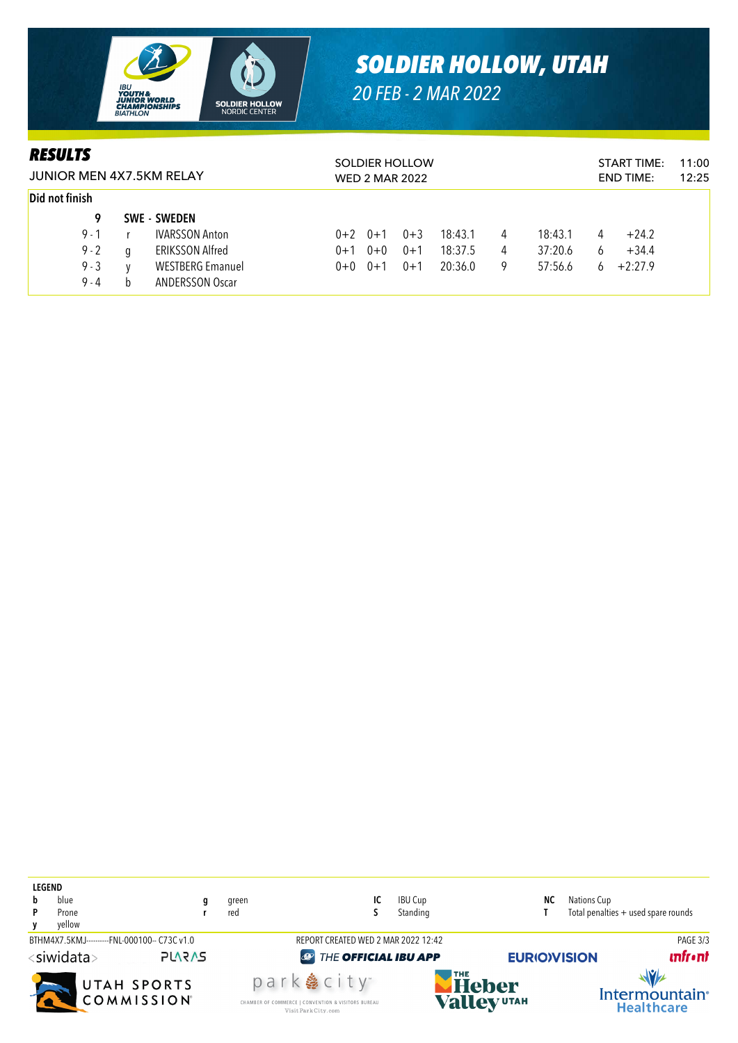# SOLDIER HOLLOW, UTAH

*20 FEB - 2 MAR 2022*

## RESULTS

JUNIOR MEN 4X7.5KM RELAY

SOLDIER HOLLOW
WED 2 MAR 2022

START TIME: 11:00
END TIME: 12:25

**Did not finish**

| | | | | | | | | | | | |
|---|---|---|---|---|---|---|---|---|---|---|---|
| **9** | | **SWE - SWEDEN** | | | | | | | | | |
| 9 - 1 | r | IVARSSON Anton | 0+2 | 0+1 | 0+3 | 18:43.1 | 4 | 18:43.1 | 4 | +24.2 |
| 9 - 2 | g | ERIKSSON Alfred | 0+1 | 0+0 | 0+1 | 18:37.5 | 4 | 37:20.6 | 6 | +34.4 |
| 9 - 3 | y | WESTBERG Emanuel | 0+0 | 0+1 | 0+1 | 20:36.0 | 9 | 57:56.6 | 6 | +2:27.9 |
| 9 - 4 | b | ANDERSSON Oscar | | | | | | | | |

**LEGEND**

| | | | | | | | |
|---|---|---|---|---|---|---|---|
| b | blue | g | green | IC | IBU Cup | NC | Nations Cup |
| P | Prone | r | red | S | Standing | T | Total penalties + used spare rounds |
| y | yellow | | | | | | |

BTHM4X7.5KMJ----------FNL-000100-- C73C v1.0

REPORT CREATED WED 2 MAR 2022 12:42